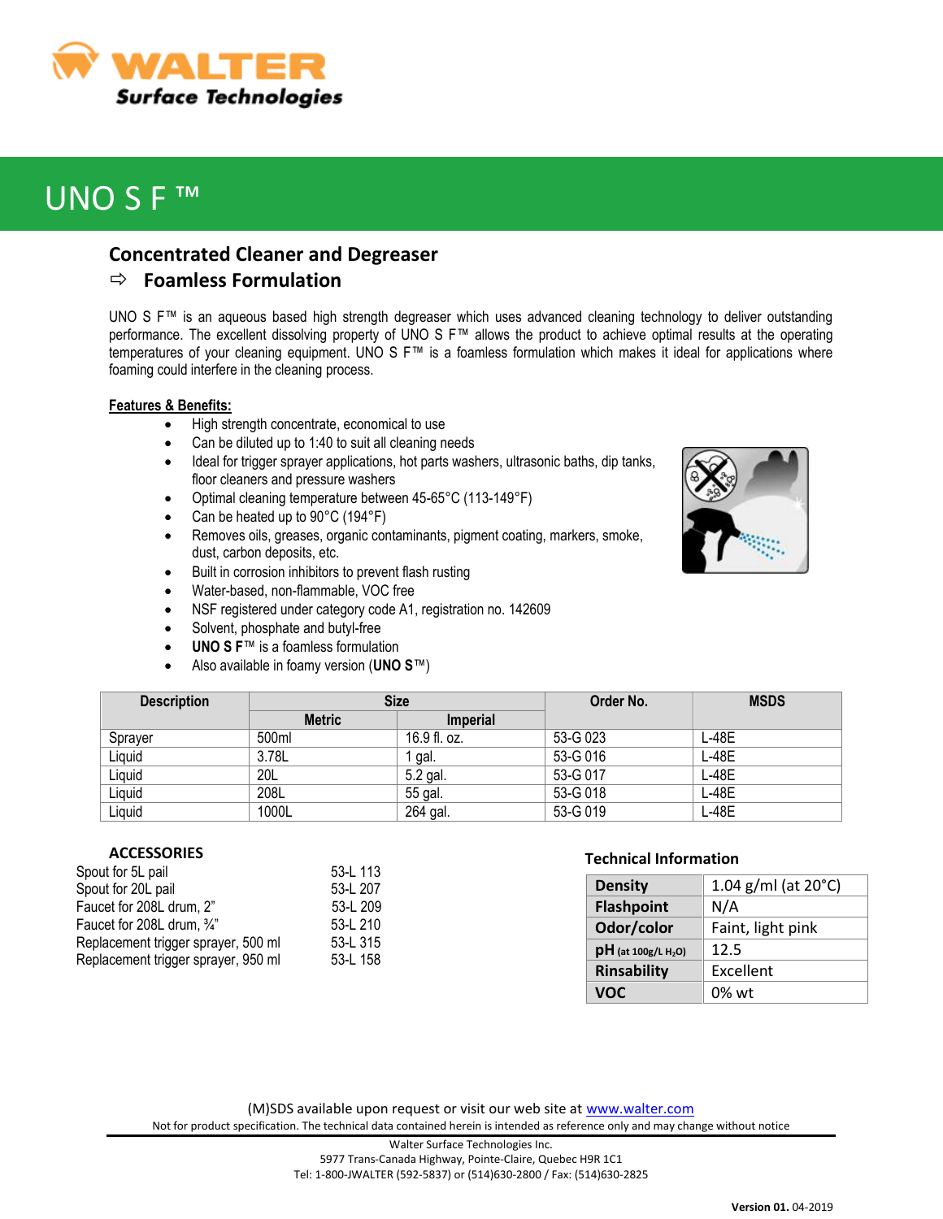# UNO S F ™

## Concentrated Cleaner and Degreaser

### ⇨ Foamless Formulation

UNO S F™ is an aqueous based high strength degreaser which uses advanced cleaning technology to deliver outstanding performance. The excellent dissolving property of UNO S F™ allows the product to achieve optimal results at the operating temperatures of your cleaning equipment. UNO S F™ is a foamless formulation which makes it ideal for applications where foaming could interfere in the cleaning process.

**Features & Benefits:**

- High strength concentrate, economical to use
- Can be diluted up to 1:40 to suit all cleaning needs
- Ideal for trigger sprayer applications, hot parts washers, ultrasonic baths, dip tanks, floor cleaners and pressure washers
- Optimal cleaning temperature between 45-65°C (113-149°F)
- Can be heated up to 90°C (194°F)
- Removes oils, greases, organic contaminants, pigment coating, markers, smoke, dust, carbon deposits, etc.
- Built in corrosion inhibitors to prevent flash rusting
- Water-based, non-flammable, VOC free
- NSF registered under category code A1, registration no. 142609
- Solvent, phosphate and butyl-free
- **UNO S F**™ is a foamless formulation
- Also available in foamy version (**UNO S**™)

| Description | Size | | Order No. | MSDS |
|---|---|---|---|---|
| | Metric | Imperial | | |
| Sprayer | 500ml | 16.9 fl. oz. | 53-G 023 | L-48E |
| Liquid | 3.78L | 1 gal. | 53-G 016 | L-48E |
| Liquid | 20L | 5.2 gal. | 53-G 017 | L-48E |
| Liquid | 208L | 55 gal. | 53-G 018 | L-48E |
| Liquid | 1000L | 264 gal. | 53-G 019 | L-48E |

**ACCESSORIES**

| | |
|---|---|
| Spout for 5L pail | 53-L 113 |
| Spout for 20L pail | 53-L 207 |
| Faucet for 208L drum, 2" | 53-L 209 |
| Faucet for 208L drum, ¾" | 53-L 210 |
| Replacement trigger sprayer, 500 ml | 53-L 315 |
| Replacement trigger sprayer, 950 ml | 53-L 158 |

**Technical Information**

| | |
|---|---|
| **Density** | 1.04 g/ml (at 20°C) |
| **Flashpoint** | N/A |
| **Odor/color** | Faint, light pink |
| **pH** (at 100g/L $H_2O$) | 12.5 |
| **Rinsability** | Excellent |
| **VOC** | 0% wt |

(M)SDS available upon request or visit our web site at www.walter.com

Not for product specification. The technical data contained herein is intended as reference only and may change without notice

Walter Surface Technologies Inc.
5977 Trans-Canada Highway, Pointe-Claire, Quebec H9R 1C1
Tel: 1-800-JWALTER (592-5837) or (514)630-2800 / Fax: (514)630-2825

**Version 01.** 04-2019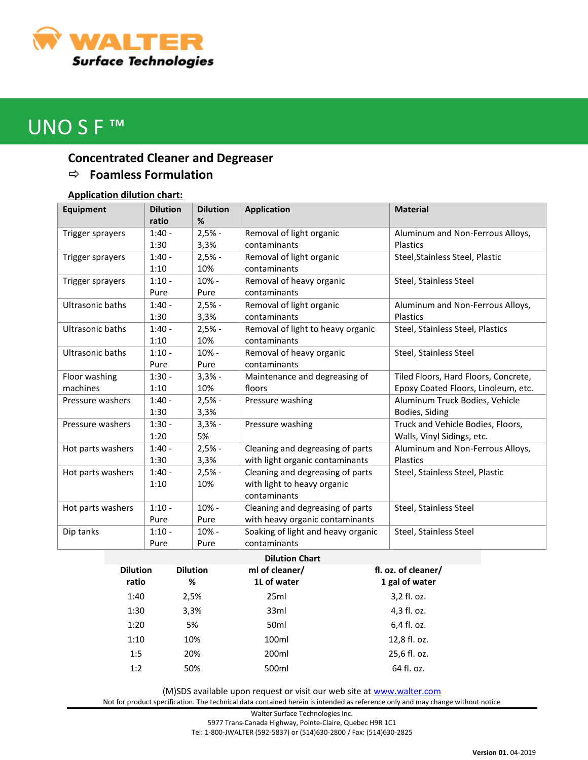# UNO S F ™

## Concentrated Cleaner and Degreaser

### ⇨ Foamless Formulation

**Application dilution chart:**

| Equipment | Dilution ratio | Dilution % | Application | Material |
|---|---|---|---|---|
| Trigger sprayers | 1:40 - 1:30 | 2,5% - 3,3% | Removal of light organic contaminants | Aluminum and Non-Ferrous Alloys, Plastics |
| Trigger sprayers | 1:40 - 1:10 | 2,5% - 10% | Removal of light organic contaminants | Steel,Stainless Steel, Plastic |
| Trigger sprayers | 1:10 - Pure | 10% - Pure | Removal of heavy organic contaminants | Steel, Stainless Steel |
| Ultrasonic baths | 1:40 - 1:30 | 2,5% - 3,3% | Removal of light organic contaminants | Aluminum and Non-Ferrous Alloys, Plastics |
| Ultrasonic baths | 1:40 - 1:10 | 2,5% - 10% | Removal of light to heavy organic contaminants | Steel, Stainless Steel, Plastics |
| Ultrasonic baths | 1:10 - Pure | 10% - Pure | Removal of heavy organic contaminants | Steel, Stainless Steel |
| Floor washing machines | 1:30 - 1:10 | 3,3% - 10% | Maintenance and degreasing of floors | Tiled Floors, Hard Floors, Concrete, Epoxy Coated Floors, Linoleum, etc. |
| Pressure washers | 1:40 - 1:30 | 2,5% - 3,3% | Pressure washing | Aluminum Truck Bodies, Vehicle Bodies, Siding |
| Pressure washers | 1:30 - 1:20 | 3,3% - 5% | Pressure washing | Truck and Vehicle Bodies, Floors, Walls, Vinyl Sidings, etc. |
| Hot parts washers | 1:40 - 1:30 | 2,5% - 3,3% | Cleaning and degreasing of parts with light organic contaminants | Aluminum and Non-Ferrous Alloys, Plastics |
| Hot parts washers | 1:40 - 1:10 | 2,5% - 10% | Cleaning and degreasing of parts with light to heavy organic contaminants | Steel, Stainless Steel, Plastic |
| Hot parts washers | 1:10 - Pure | 10% - Pure | Cleaning and degreasing of parts with heavy organic contaminants | Steel, Stainless Steel |
| Dip tanks | 1:10 - Pure | 10% - Pure | Soaking of light and heavy organic contaminants | Steel, Stainless Steel |

**Dilution Chart**

| Dilution ratio | Dilution % | ml of cleaner/ 1L of water | fl. oz. of cleaner/ 1 gal of water |
|---|---|---|---|
| 1:40 | 2,5% | 25ml | 3,2 fl. oz. |
| 1:30 | 3,3% | 33ml | 4,3 fl. oz. |
| 1:20 | 5% | 50ml | 6,4 fl. oz. |
| 1:10 | 10% | 100ml | 12,8 fl. oz. |
| 1:5 | 20% | 200ml | 25,6 fl. oz. |
| 1:2 | 50% | 500ml | 64 fl. oz. |

(M)SDS available upon request or visit our web site at www.walter.com

Not for product specification. The technical data contained herein is intended as reference only and may change without notice

Walter Surface Technologies Inc.
5977 Trans-Canada Highway, Pointe-Claire, Quebec H9R 1C1
Tel: 1-800-JWALTER (592-5837) or (514)630-2800 / Fax: (514)630-2825

**Version 01.** 04-2019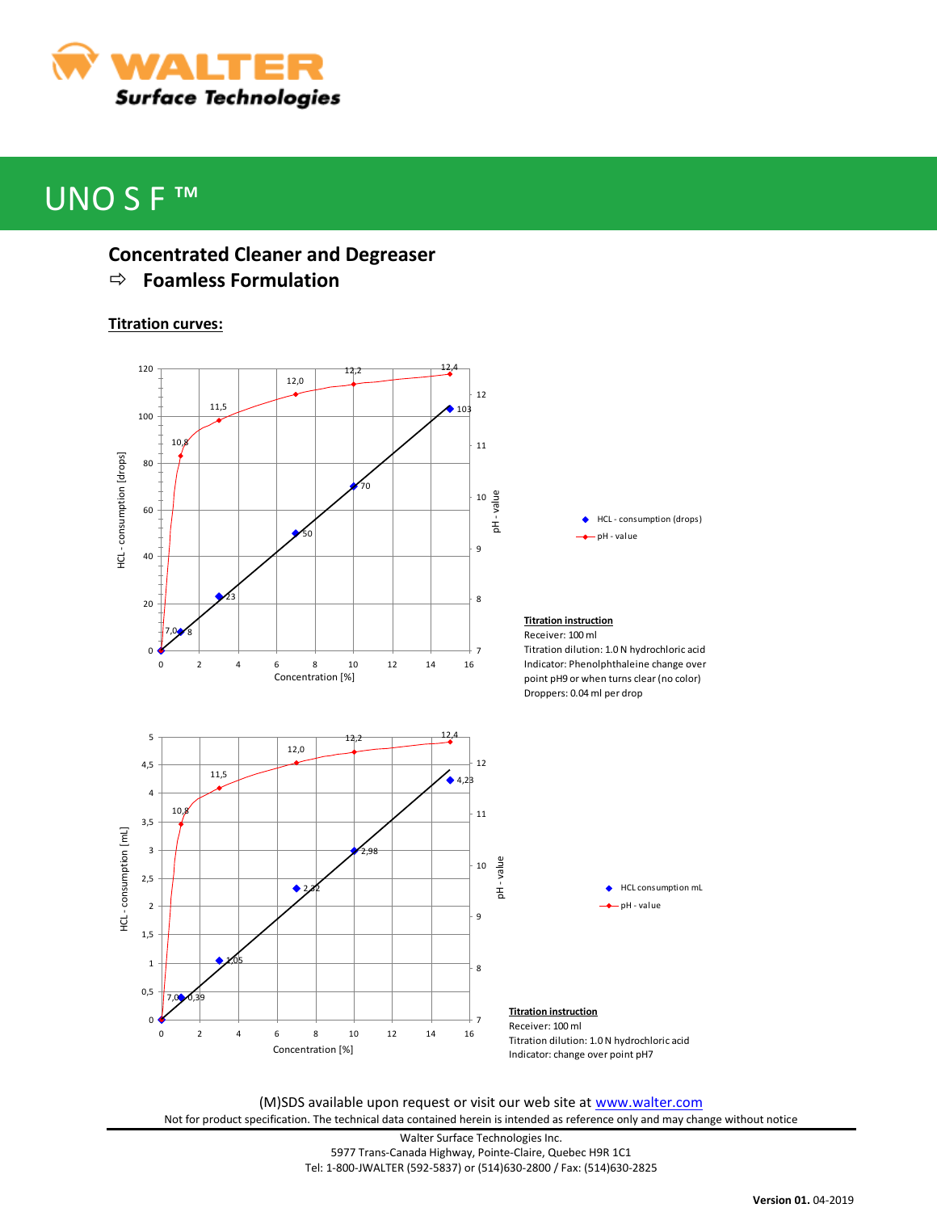# UNO S F ™

## Concentrated Cleaner and Degreaser

## ⇨ Foamless Formulation

**Titration curves:**

HCL - consumption [drops]

pH - value

Concentration [%]

120
100
80
60
40
20
0

0 2 4 6 8 10 12 14 16

12
11
10
9
8
7

7,0
10,8
11,5
12,0
12,2
12,4

8
23
50
70
103

HCL - consumption (drops)

pH - value

**Titration instruction**
Receiver: 100 ml
Titration dilution: 1.0 N hydrochloric acid
Indicator: Phenolphthaleine change over point pH9 or when turns clear (no color)
Droppers: 0.04 ml per drop

HCL - consumption [mL]

pH - value

Concentration [%]

5
4,5
4
3,5
3
2,5
2
1,5
1
0,5
0

0 2 4 6 8 10 12 14 16

12
11
10
9
8
7

7,0
10,8
11,5
12,0
12,2
12,4

0,39
1,05
2,32
2,98
4,23

HCL consumption mL

pH - value

**Titration instruction**
Receiver: 100 ml
Titration dilution: 1.0 N hydrochloric acid
Indicator: change over point pH7

(M)SDS available upon request or visit our web site at www.walter.com
Not for product specification. The technical data contained herein is intended as reference only and may change without notice

Walter Surface Technologies Inc.
5977 Trans-Canada Highway, Pointe-Claire, Quebec H9R 1C1
Tel: 1-800-JWALTER (592-5837) or (514)630-2800 / Fax: (514)630-2825

**Version 01.** 04-2019